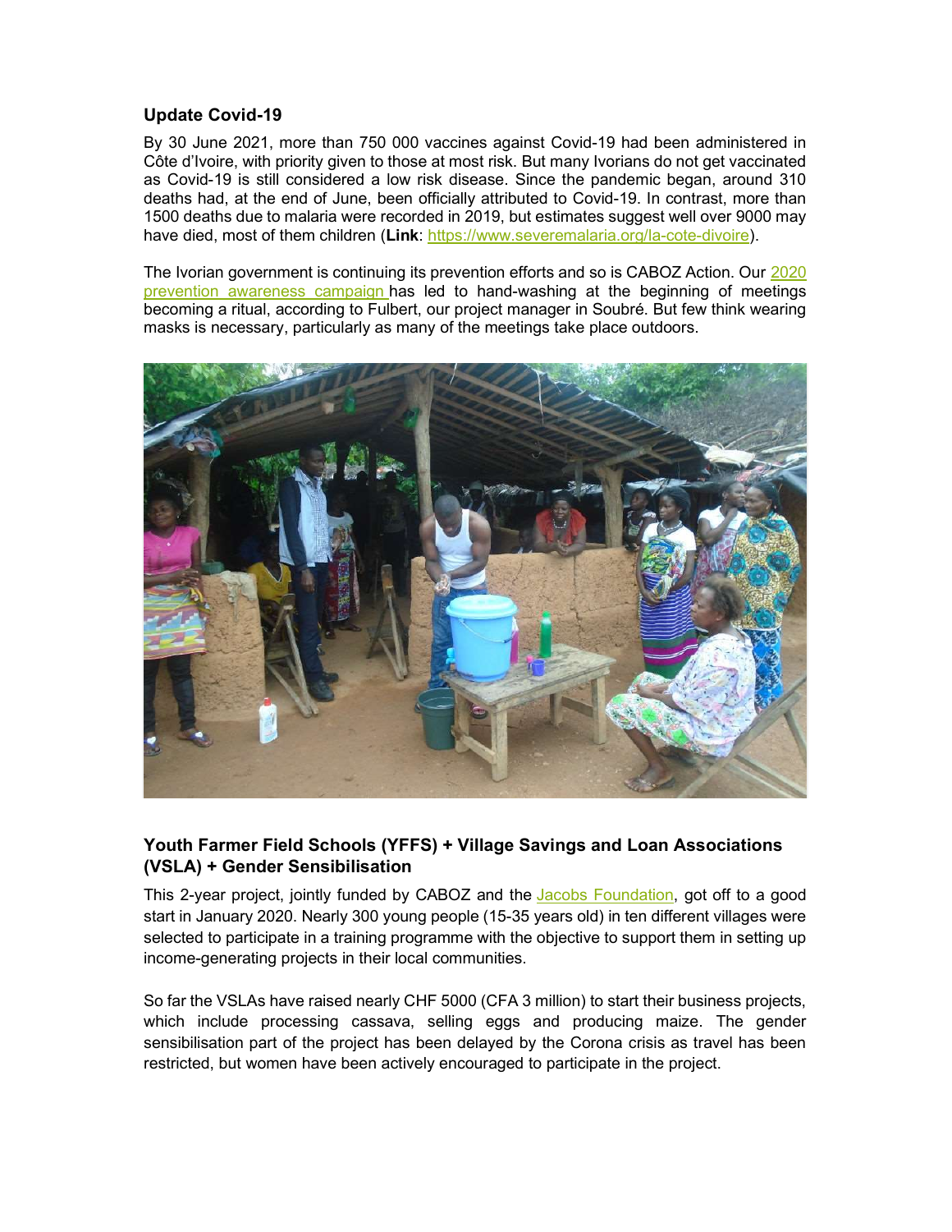## Update Covid-19

By 30 June 2021, more than 750 000 vaccines against Covid-19 had been administered in Côte d'Ivoire, with priority given to those at most risk. But many Ivorians do not get vaccinated as Covid-19 is still considered a low risk disease. Since the pandemic began, around 310 deaths had, at the end of June, been officially attributed to Covid-19. In contrast, more than 1500 deaths due to malaria were recorded in 2019, but estimates suggest well over 9000 may have died, most of them children (**Link**: https://www.severemalaria.org/la-cote-divoire).

The Ivorian government is continuing its prevention efforts and so is CABOZ Action. Our 2020 prevention awareness campaign has led to hand-washing at the beginning of meetings becoming a ritual, according to Fulbert, our project manager in Soubré. But few think wearing masks is necessary, particularly as many of the meetings take place outdoors.

## Youth Farmer Field Schools (YFFS) + Village Savings and Loan Associations (VSLA) + Gender Sensibilisation

This 2-year project, jointly funded by CABOZ and the Jacobs Foundation, got off to a good start in January 2020. Nearly 300 young people (15-35 years old) in ten different villages were selected to participate in a training programme with the objective to support them in setting up income-generating projects in their local communities.

So far the VSLAs have raised nearly CHF 5000 (CFA 3 million) to start their business projects, which include processing cassava, selling eggs and producing maize. The gender sensibilisation part of the project has been delayed by the Corona crisis as travel has been restricted, but women have been actively encouraged to participate in the project.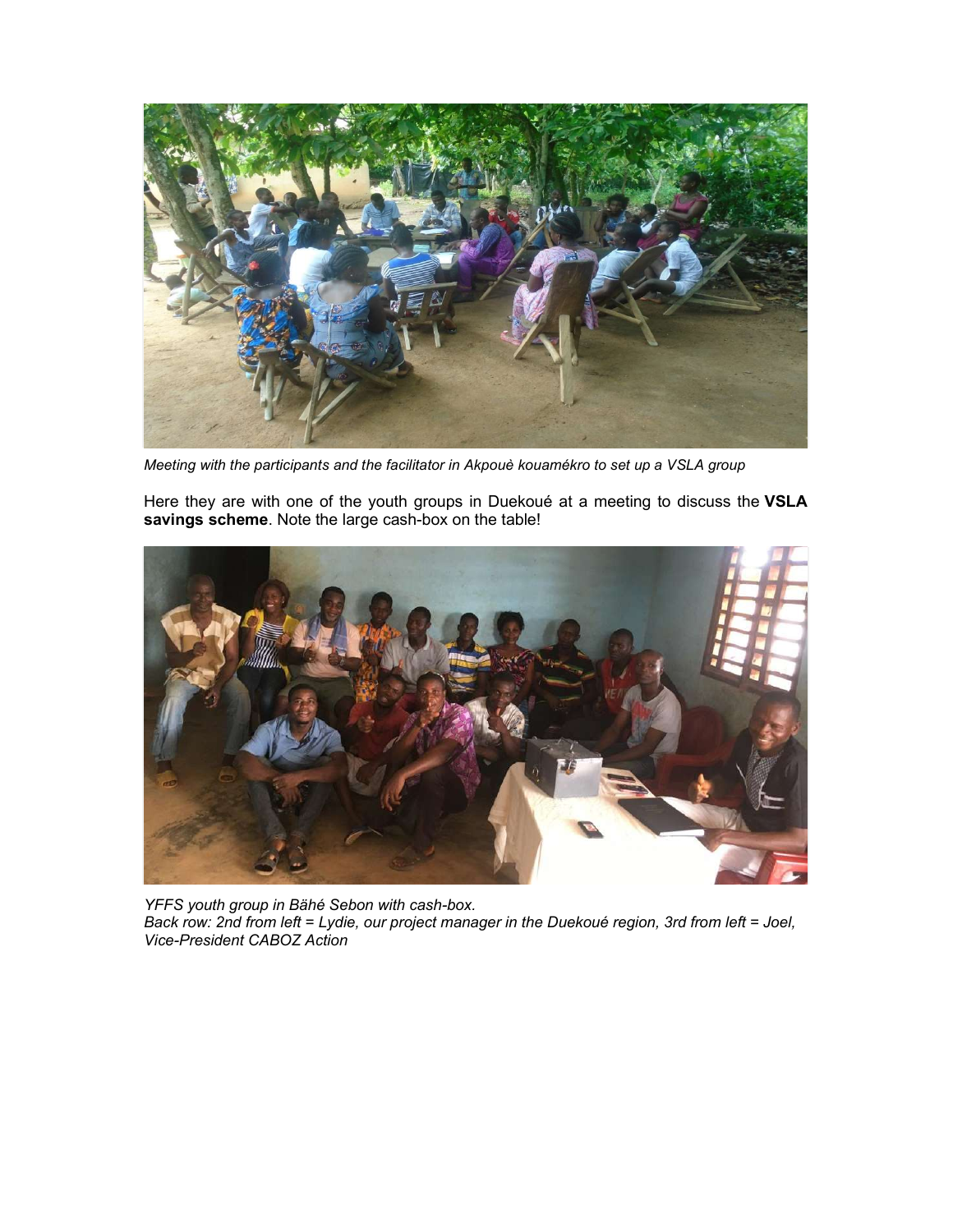*Meeting with the participants and the facilitator in Akpouè kouamékro to set up a VSLA group*

Here they are with one of the youth groups in Duekoué at a meeting to discuss the **VSLA savings scheme**. Note the large cash-box on the table!

*YFFS youth group in Bähé Sebon with cash-box.*
*Back row: 2nd from left = Lydie, our project manager in the Duekoué region, 3rd from left = Joel, Vice-President CABOZ Action*